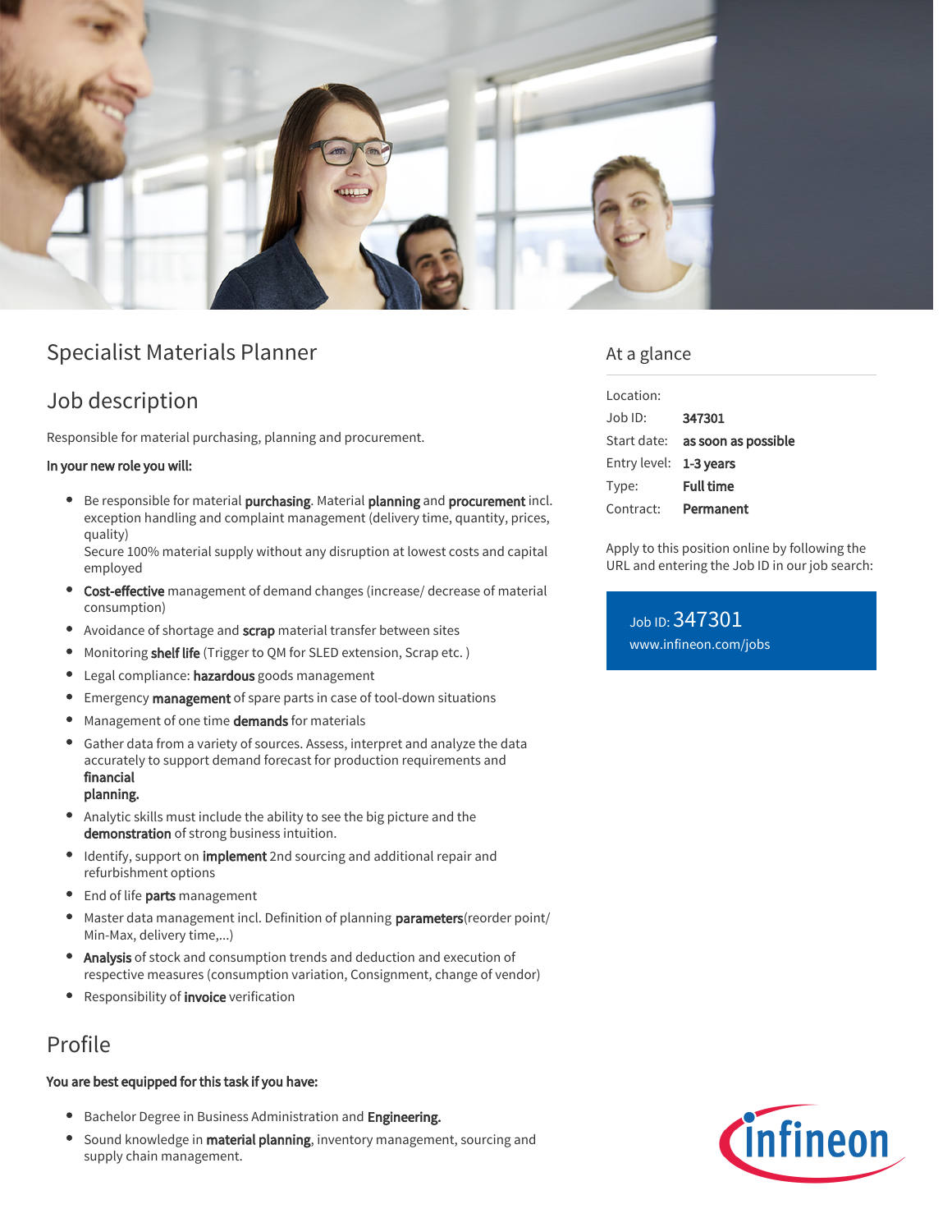# Specialist Materials Planner

## Job description

Responsible for material purchasing, planning and procurement.

**In your new role you will:**

- Be responsible for material **purchasing**. Material **planning** and **procurement** incl. exception handling and complaint management (delivery time, quantity, prices, quality)
  Secure 100% material supply without any disruption at lowest costs and capital employed
- **Cost-effective** management of demand changes (increase/ decrease of material consumption)
- Avoidance of shortage and **scrap** material transfer between sites
- Monitoring **shelf life** (Trigger to QM for SLED extension, Scrap etc. )
- Legal compliance: **hazardous** goods management
- Emergency **management** of spare parts in case of tool-down situations
- Management of one time **demands** for materials
- Gather data from a variety of sources. Assess, interpret and analyze the data accurately to support demand forecast for production requirements and **financial planning.**
- Analytic skills must include the ability to see the big picture and the **demonstration** of strong business intuition.
- Identify, support on **implement** 2nd sourcing and additional repair and refurbishment options
- End of life **parts** management
- Master data management incl. Definition of planning **parameters**(reorder point/ Min-Max, delivery time,...)
- **Analysis** of stock and consumption trends and deduction and execution of respective measures (consumption variation, Consignment, change of vendor)
- Responsibility of **invoice** verification

## Profile

**You are best equipped for this task if you have:**

- Bachelor Degree in Business Administration and **Engineering.**
- Sound knowledge in **material planning**, inventory management, sourcing and supply chain management.

## At a glance

| | |
|---|---|
| Location: | |
| Job ID: | **347301** |
| Start date: | **as soon as possible** |
| Entry level: | **1-3 years** |
| Type: | **Full time** |
| Contract: | **Permanent** |

Apply to this position online by following the URL and entering the Job ID in our job search:

Job ID: 347301
www.infineon.com/jobs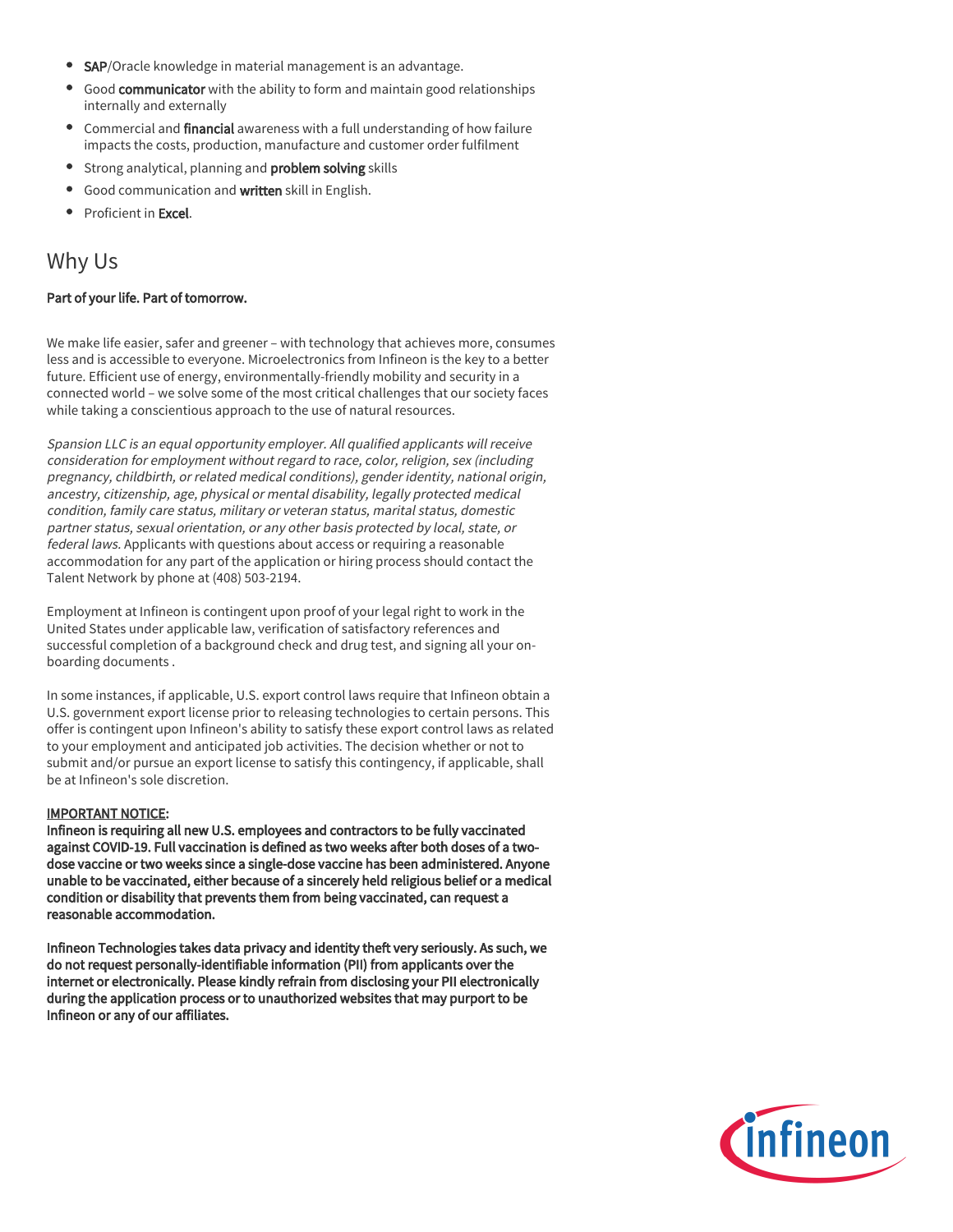- **SAP**/Oracle knowledge in material management is an advantage.
- Good **communicator** with the ability to form and maintain good relationships internally and externally
- Commercial and **financial** awareness with a full understanding of how failure impacts the costs, production, manufacture and customer order fulfilment
- Strong analytical, planning and **problem solving** skills
- Good communication and **written** skill in English.
- Proficient in **Excel**.

## Why Us

**Part of your life. Part of tomorrow.**

We make life easier, safer and greener – with technology that achieves more, consumes less and is accessible to everyone. Microelectronics from Infineon is the key to a better future. Efficient use of energy, environmentally-friendly mobility and security in a connected world – we solve some of the most critical challenges that our society faces while taking a conscientious approach to the use of natural resources.

*Spansion LLC is an equal opportunity employer. All qualified applicants will receive consideration for employment without regard to race, color, religion, sex (including pregnancy, childbirth, or related medical conditions), gender identity, national origin, ancestry, citizenship, age, physical or mental disability, legally protected medical condition, family care status, military or veteran status, marital status, domestic partner status, sexual orientation, or any other basis protected by local, state, or federal laws.* Applicants with questions about access or requiring a reasonable accommodation for any part of the application or hiring process should contact the Talent Network by phone at (408) 503-2194.

Employment at Infineon is contingent upon proof of your legal right to work in the United States under applicable law, verification of satisfactory references and successful completion of a background check and drug test, and signing all your on-boarding documents .

In some instances, if applicable, U.S. export control laws require that Infineon obtain a U.S. government export license prior to releasing technologies to certain persons. This offer is contingent upon Infineon's ability to satisfy these export control laws as related to your employment and anticipated job activities. The decision whether or not to submit and/or pursue an export license to satisfy this contingency, if applicable, shall be at Infineon's sole discretion.

**IMPORTANT NOTICE:**
**Infineon is requiring all new U.S. employees and contractors to be fully vaccinated against COVID-19. Full vaccination is defined as two weeks after both doses of a two-dose vaccine or two weeks since a single-dose vaccine has been administered. Anyone unable to be vaccinated, either because of a sincerely held religious belief or a medical condition or disability that prevents them from being vaccinated, can request a reasonable accommodation.**

**Infineon Technologies takes data privacy and identity theft very seriously. As such, we do not request personally-identifiable information (PII) from applicants over the internet or electronically. Please kindly refrain from disclosing your PII electronically during the application process or to unauthorized websites that may purport to be Infineon or any of our affiliates.**